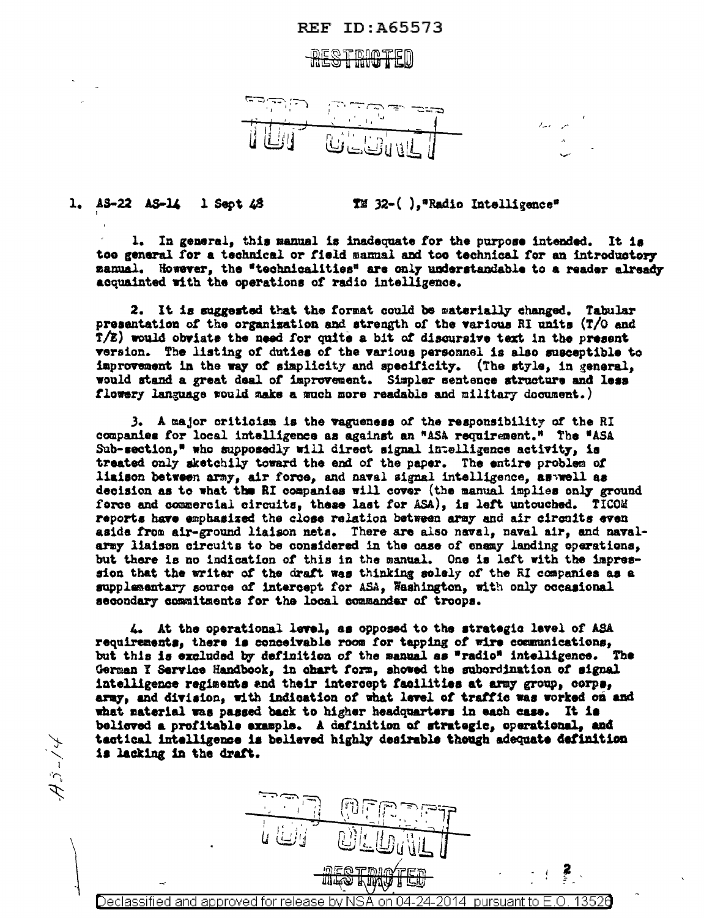REF ID:A65573

RESTRICTED

TOP SECRET

1. AS-22 AS-14 1 Sept 48 TM 32-( ),"Radio Intelligence"

1. In general, this manual is inadequate for the purpose intended. It is too general for a technical or field manual and too technical for an introductory manual. However, the "technicalities" are only understandable to a reader already acquainted with the operations of radio intelligence.

2. It is suggested that the format could be materially changed. Tabular presentation of the organization and strength of the various RI units (T/O and T/E) would obviate the need for quite a bit of discursive text in the present version. The listing of duties of the various personnel is also susceptible to improvement in the way of simplicity and specificity. (The style, in general, would stand a great deal of improvement. Simpler sentence structure and less flowery language would make a much more readable and military document.)

3. A major criticism is the vagueness of the responsibility of the RI companies for local intelligence as against an "ASA requirement." The "ASA Sub-section," who supposedly will direct signal intelligence activity, is treated only sketchily toward the end of the paper. The entire problem of liaison between army, air force, and naval signal intelligence, as well as decision as to what the RI companies will cover (the manual implies only ground force and commercial circuits, these last for ASA), is left untouched. TICOM reports have emphasized the close relation between army and air circuits even aside from air-ground liaison nets. There are also naval, naval air, and naval-army liaison circuits to be considered in the case of enemy landing operations, but there is no indication of this in the manual. One is left with the impression that the writer of the draft was thinking solely of the RI companies as a supplementary source of intercept for ASA, Washington, with only occasional secondary commitments for the local commander of troops.

4. At the operational level, as opposed to the strategic level of ASA requirements, there is conceivable room for tapping of wire communications, but this is excluded by definition of the manual as "radio" intelligence. The German Y Service Handbook, in chart form, showed the subordination of signal intelligence regiments and their intercept facilities at army group, corps, army, and division, with indication of what level of traffic was worked on and what material was passed back to higher headquarters in each case. It is believed a profitable example. A definition of strategic, operational, and tactical intelligence is believed highly desirable though adequate definition is lacking in the draft.

AS-14

TOP SECRET

RESTRICTED

Declassified and approved for release by NSA on 04-24-2014 pursuant to E.O. 13526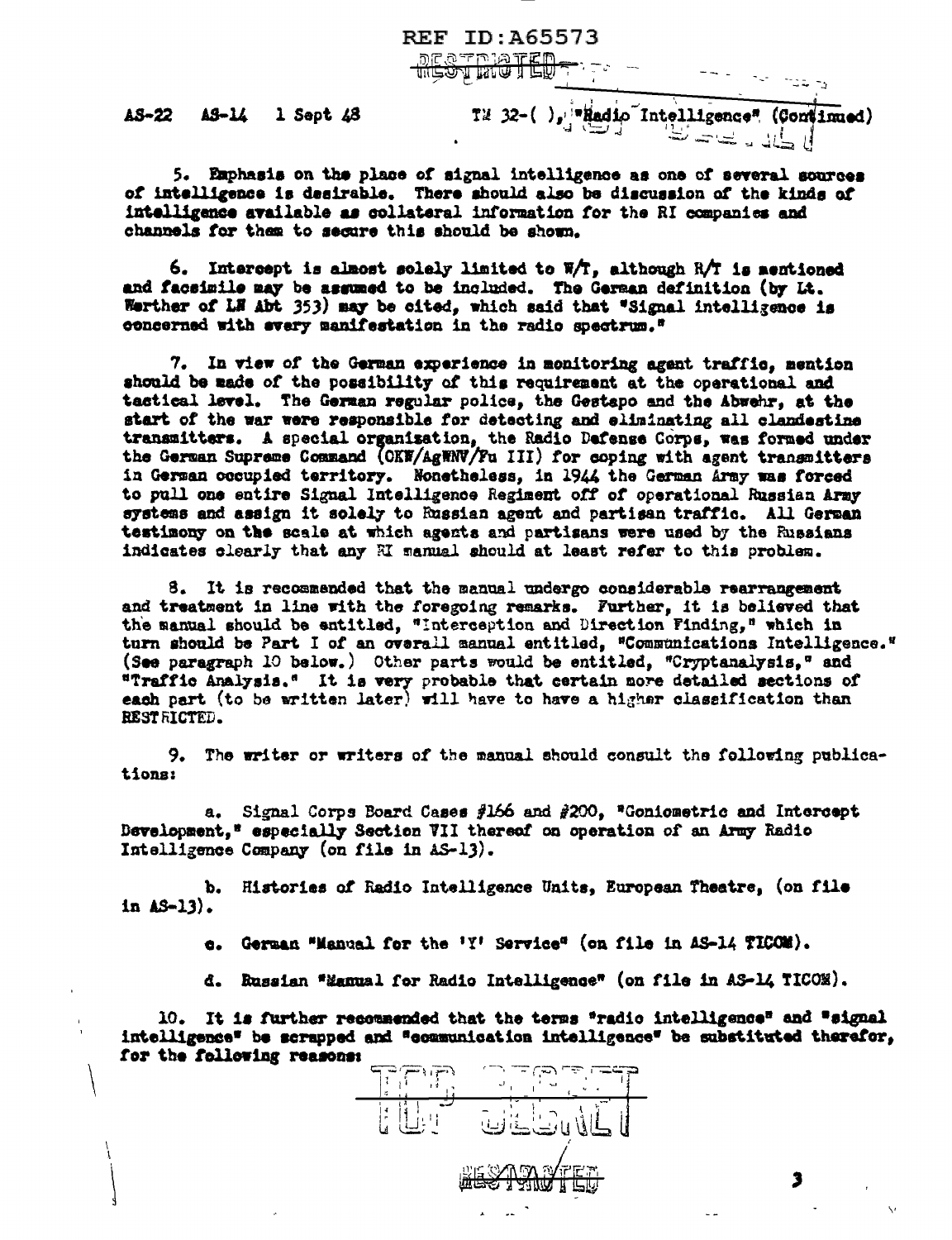AS-22 AS-14 1 Sept 48 TM 32-( ), "Radio Intelligence" (Continued)

5. Emphasis on the place of signal intelligence as one of several sources of intelligence is desirable. There should also be discussion of the kinds of intelligence available as collateral information for the RI companies and channels for them to secure this should be shown.

6. Intercept is almost solely limited to W/T, although R/T is mentioned and facsimile may be assumed to be included. The German definition (by Lt. Werther of LN Abt 353) may be cited, which said that "Signal intelligence is concerned with every manifestation in the radio spectrum."

7. In view of the German experience in monitoring agent traffic, mention should be made of the possibility of this requirement at the operational and tactical level. The German regular police, the Gestapo and the Abwehr, at the start of the war were responsible for detecting and eliminating all clandestine transmitters. A special organization, the Radio Defense Corps, was formed under the German Supreme Command (OKW/AgWNV/Fu III) for coping with agent transmitters in German occupied territory. Nonetheless, in 1944 the German Army was forced to pull one entire Signal Intelligence Regiment off of operational Russian Army systems and assign it solely to Russian agent and partisan traffic. All German testimony on the scale at which agents and partisans were used by the Russians indicates clearly that any RI manual should at least refer to this problem.

8. It is recommended that the manual undergo considerable rearrangement and treatment in line with the foregoing remarks. Further, it is believed that the manual should be entitled, "Interception and Direction Finding," which in turn should be Part I of an overall manual entitled, "Communications Intelligence." (See paragraph 10 below.) Other parts would be entitled, "Cryptanalysis," and "Traffic Analysis." It is very probable that certain more detailed sections of each part (to be written later) will have to have a higher classification than RESTRICTED.

9. The writer or writers of the manual should consult the following publications:

a. Signal Corps Board Cases #166 and #200, "Goniometric and Intercept Development," especially Section VII thereof on operation of an Army Radio Intelligence Company (on file in AS-13).

b. Histories of Radio Intelligence Units, European Theatre, (on file in AS-13).

c. German "Manual for the 'Y' Service" (on file in AS-14 TICOM).

d. Russian "Manual for Radio Intelligence" (on file in AS-14 TICOM).

10. It is further recommended that the terms "radio intelligence" and "signal intelligence" be scrapped and "communication intelligence" be substituted therefor, for the following reasons: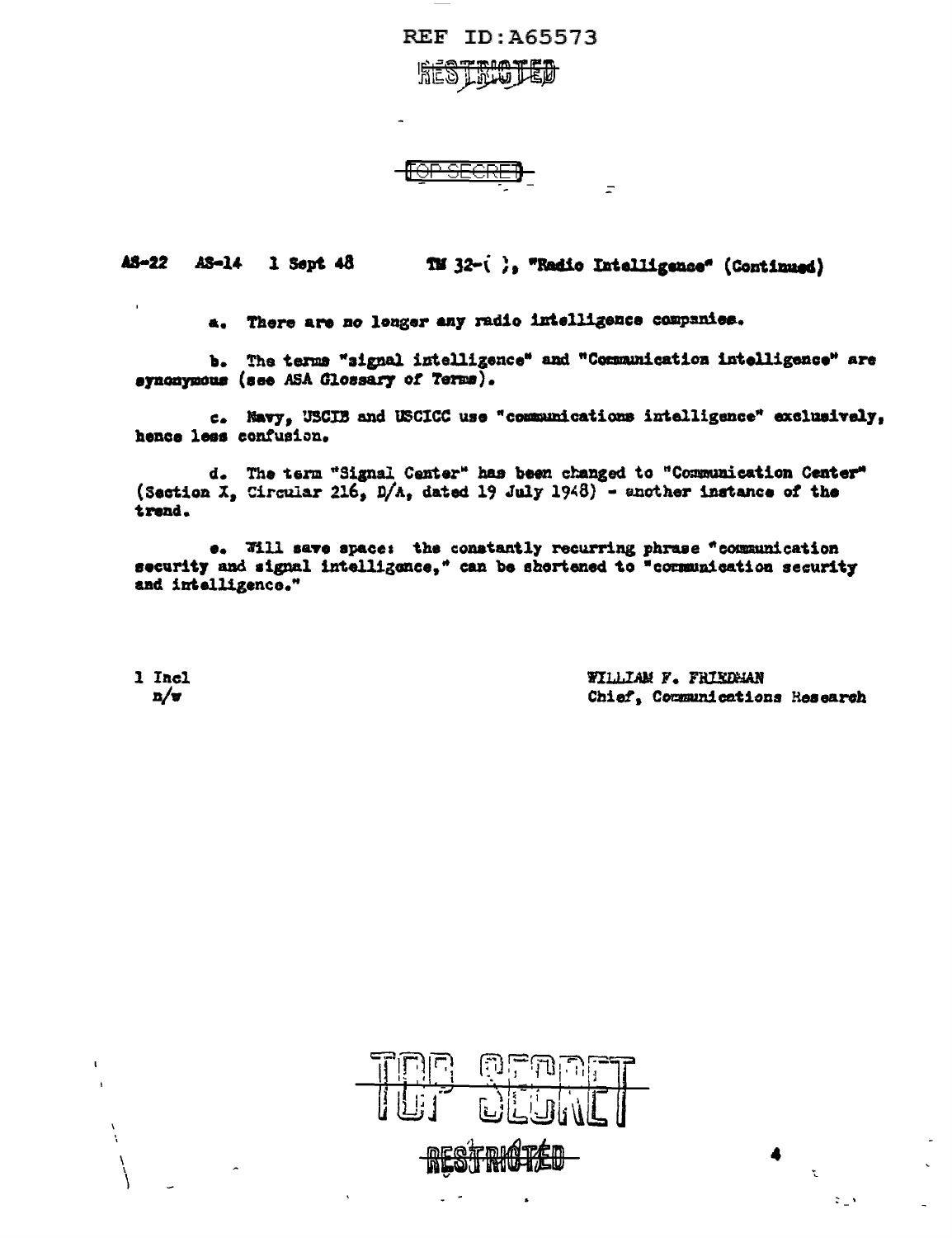REF ID:A65573

RESTRICTED

TOP SECRET

AS-22 AS-14 1 Sept 48 TM 32-( ), "Radio Intelligence" (Continued)

a. There are no longer any radio intelligence companies.

b. The terms "signal intelligence" and "Communication intelligence" are synonymous (see ASA Glossary of Terms).

c. Navy, USCIB and USCICC use "communications intelligence" exclusively, hence less confusion.

d. The term "Signal Center" has been changed to "Communication Center" (Section X, Circular 216, D/A, dated 19 July 1948) - another instance of the trend.

e. Will save space: the constantly recurring phrase "communication security and signal intelligence," can be shortened to "communication security and intelligence."

1 Incl
n/w

WILLIAM F. FRIEDMAN
Chief, Communications Research

TOP SECRET

RESTRICTED